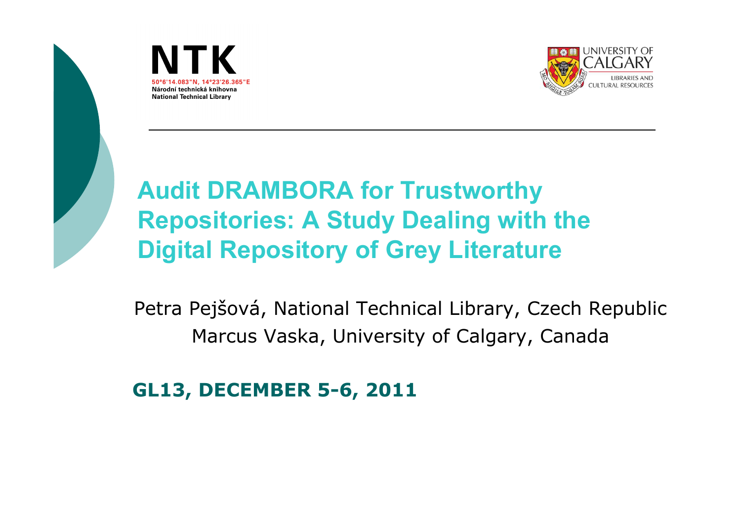NTK

50°6'14.083"N, 14°23'26.365"E
Národní technická knihovna
National Technical Library

UNIVERSITY OF CALGARY
LIBRARIES AND CULTURAL RESOURCES

# Audit DRAMBORA for Trustworthy Repositories: A Study Dealing with the Digital Repository of Grey Literature

Petra Pejšová, National Technical Library, Czech Republic

Marcus Vaska, University of Calgary, Canada

**GL13, DECEMBER 5-6, 2011**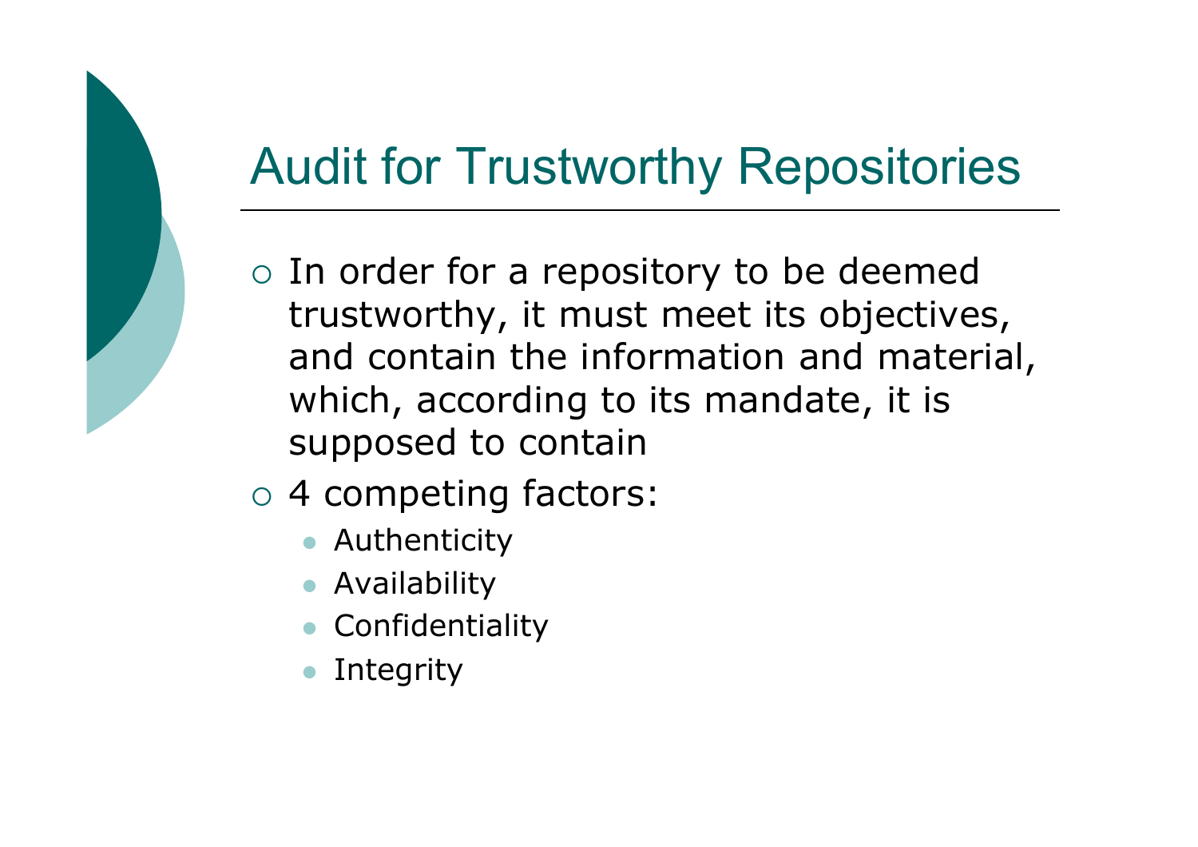# Audit for Trustworthy Repositories

- In order for a repository to be deemed trustworthy, it must meet its objectives, and contain the information and material, which, according to its mandate, it is supposed to contain
- 4 competing factors:
  - Authenticity
  - Availability
  - Confidentiality
  - Integrity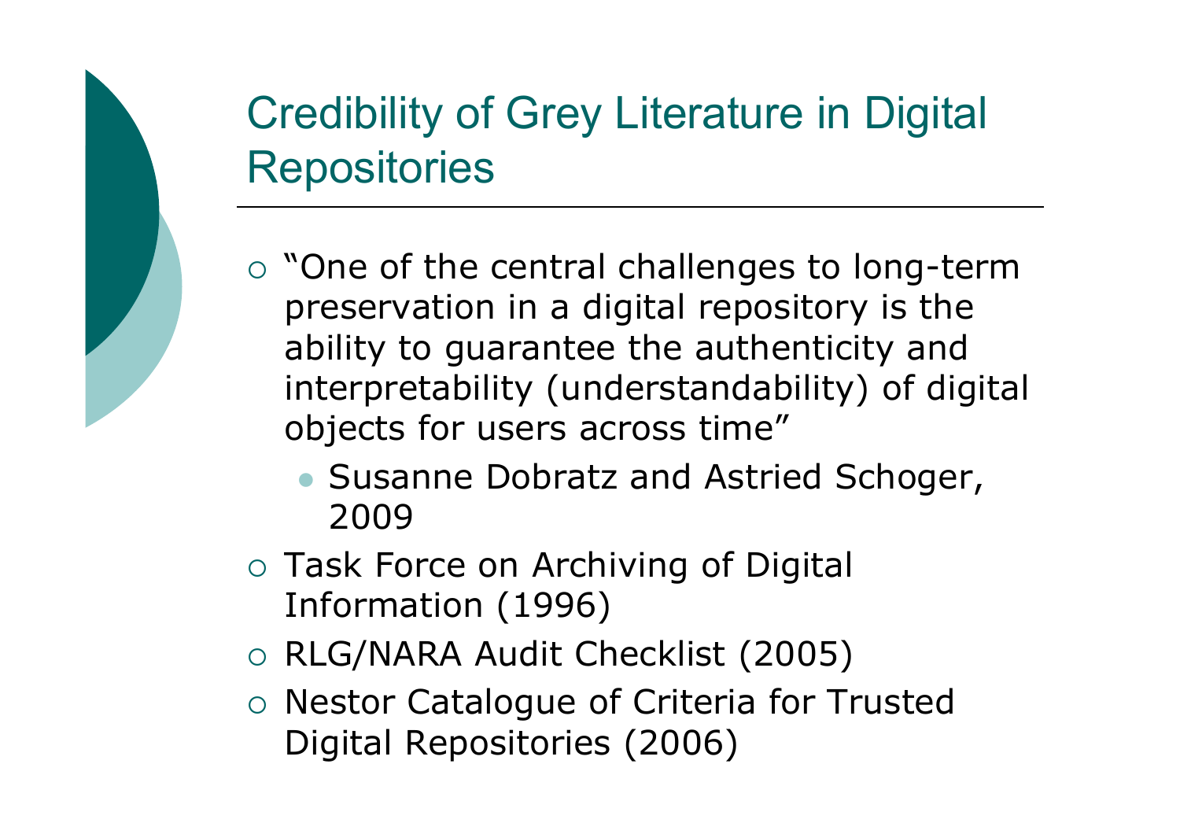# Credibility of Grey Literature in Digital Repositories

- "One of the central challenges to long-term preservation in a digital repository is the ability to guarantee the authenticity and interpretability (understandability) of digital objects for users across time"
  - Susanne Dobratz and Astried Schoger, 2009
- Task Force on Archiving of Digital Information (1996)
- RLG/NARA Audit Checklist (2005)
- Nestor Catalogue of Criteria for Trusted Digital Repositories (2006)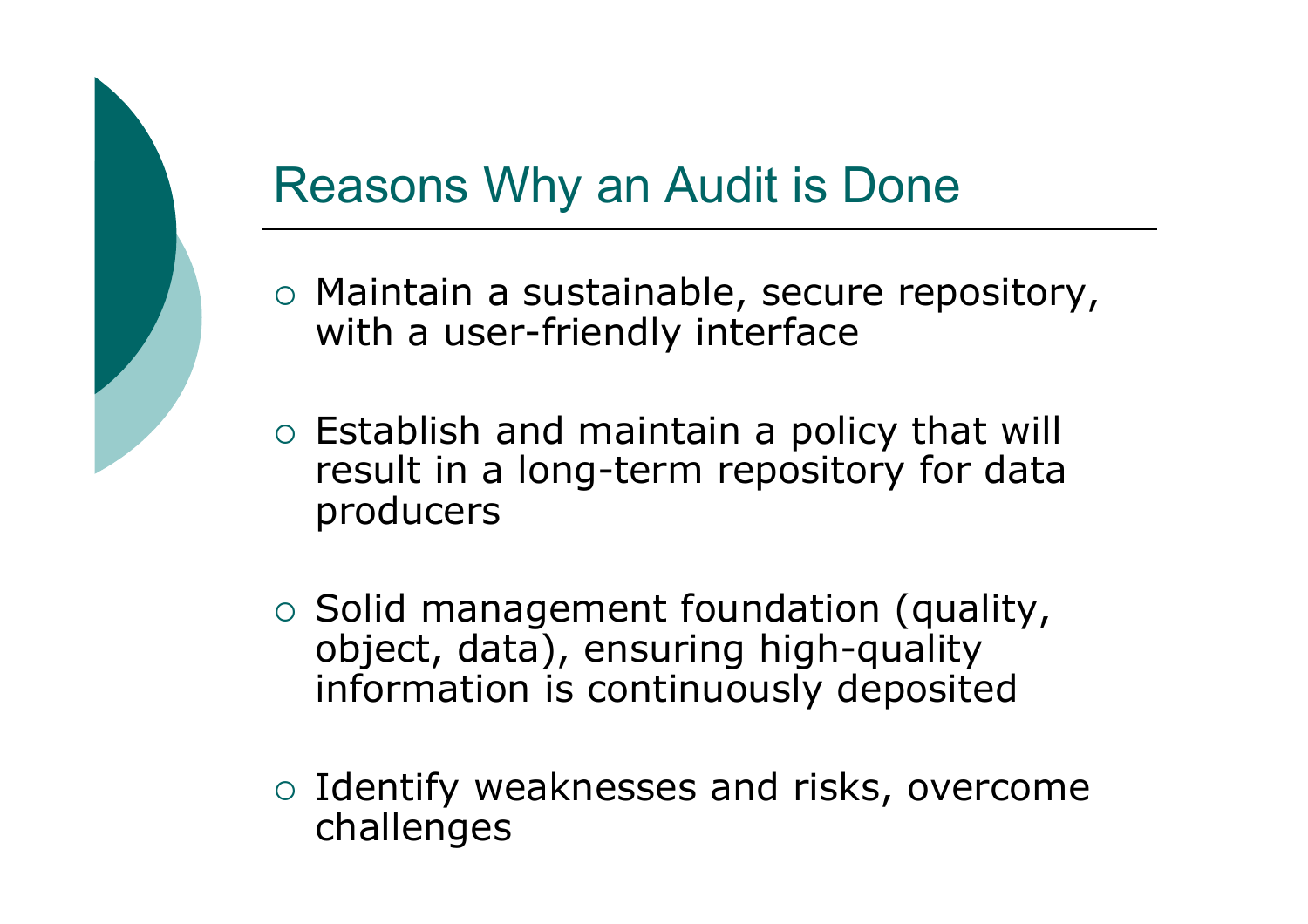# Reasons Why an Audit is Done

- Maintain a sustainable, secure repository, with a user-friendly interface
- Establish and maintain a policy that will result in a long-term repository for data producers
- Solid management foundation (quality, object, data), ensuring high-quality information is continuously deposited
- Identify weaknesses and risks, overcome challenges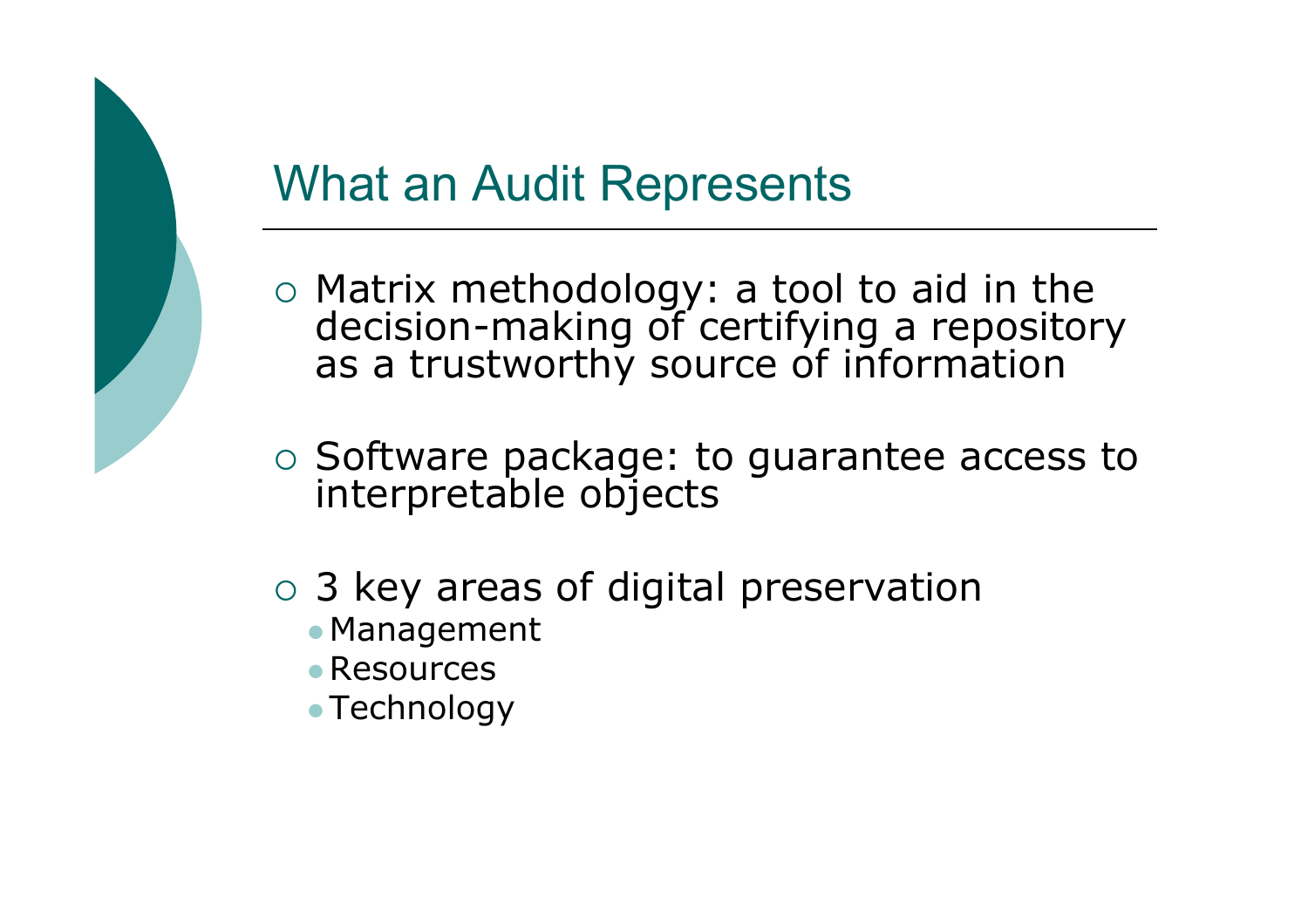# What an Audit Represents

- Matrix methodology: a tool to aid in the decision-making of certifying a repository as a trustworthy source of information

- Software package: to guarantee access to interpretable objects

- 3 key areas of digital preservation
  - Management
  - Resources
  - Technology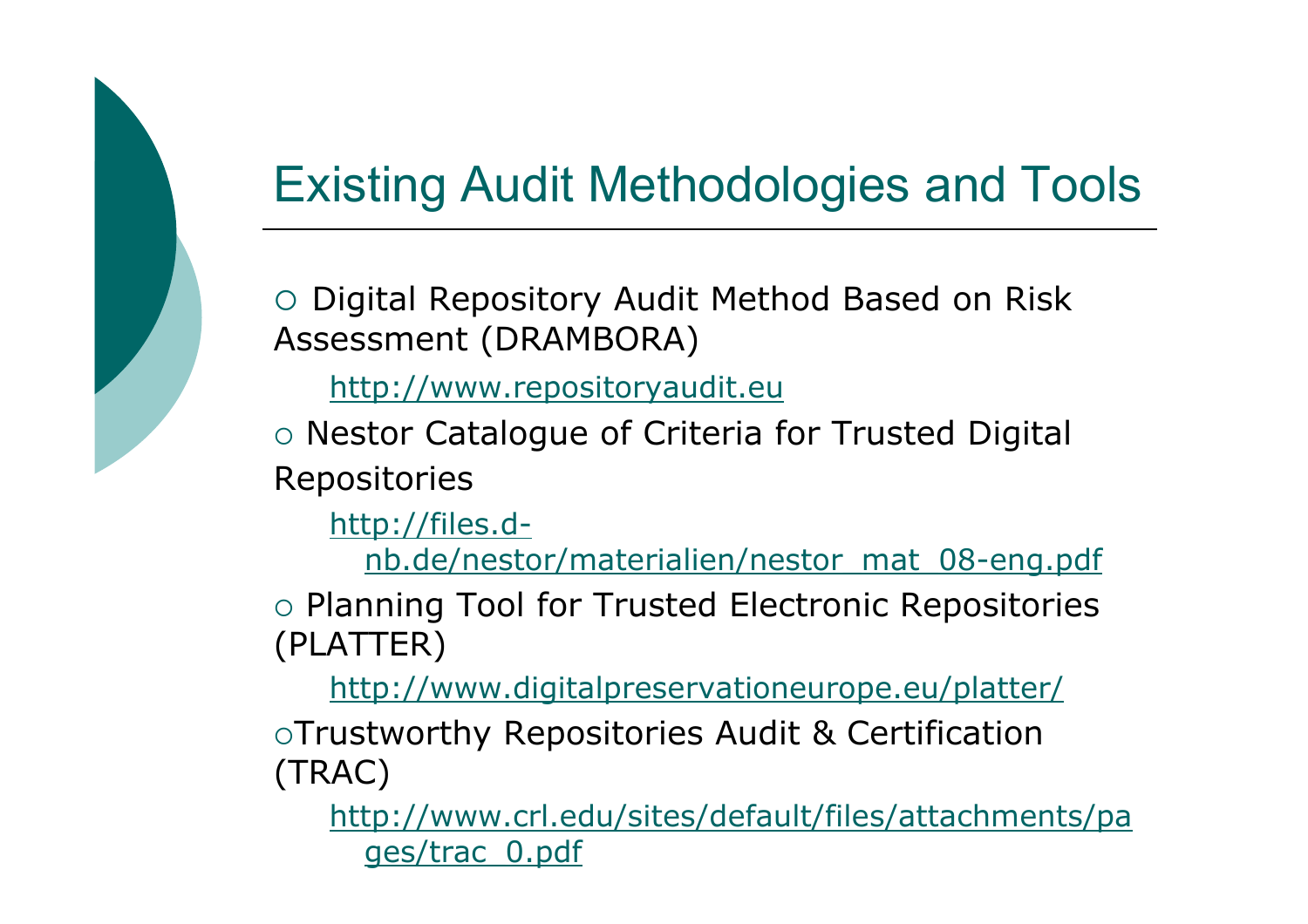# Existing Audit Methodologies and Tools

- Digital Repository Audit Method Based on Risk Assessment (DRAMBORA)
  - http://www.repositoryaudit.eu
- Nestor Catalogue of Criteria for Trusted Digital Repositories
  - http://files.d-nb.de/nestor/materialien/nestor_mat_08-eng.pdf
- Planning Tool for Trusted Electronic Repositories (PLATTER)
  - http://www.digitalpreservationeurope.eu/platter/
- Trustworthy Repositories Audit & Certification (TRAC)
  - http://www.crl.edu/sites/default/files/attachments/pages/trac_0.pdf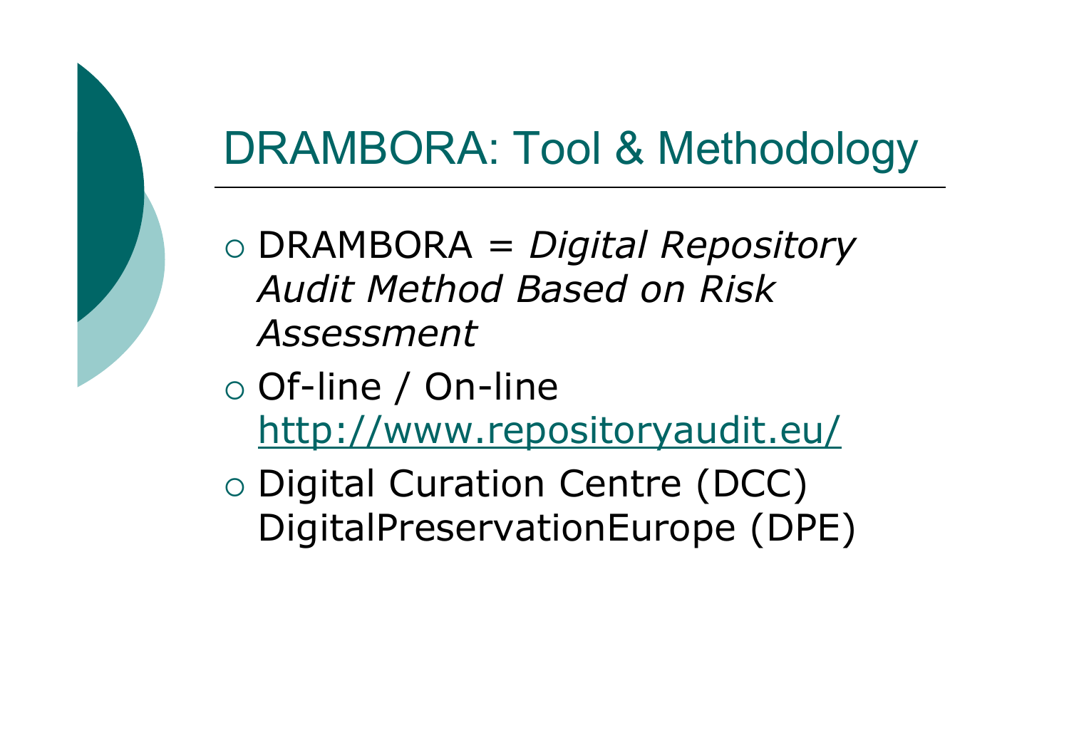# DRAMBORA: Tool & Methodology

- DRAMBORA = *Digital Repository Audit Method Based on Risk Assessment*
- Of-line / On-line
  http://www.repositoryaudit.eu/
- Digital Curation Centre (DCC)
  DigitalPreservationEurope (DPE)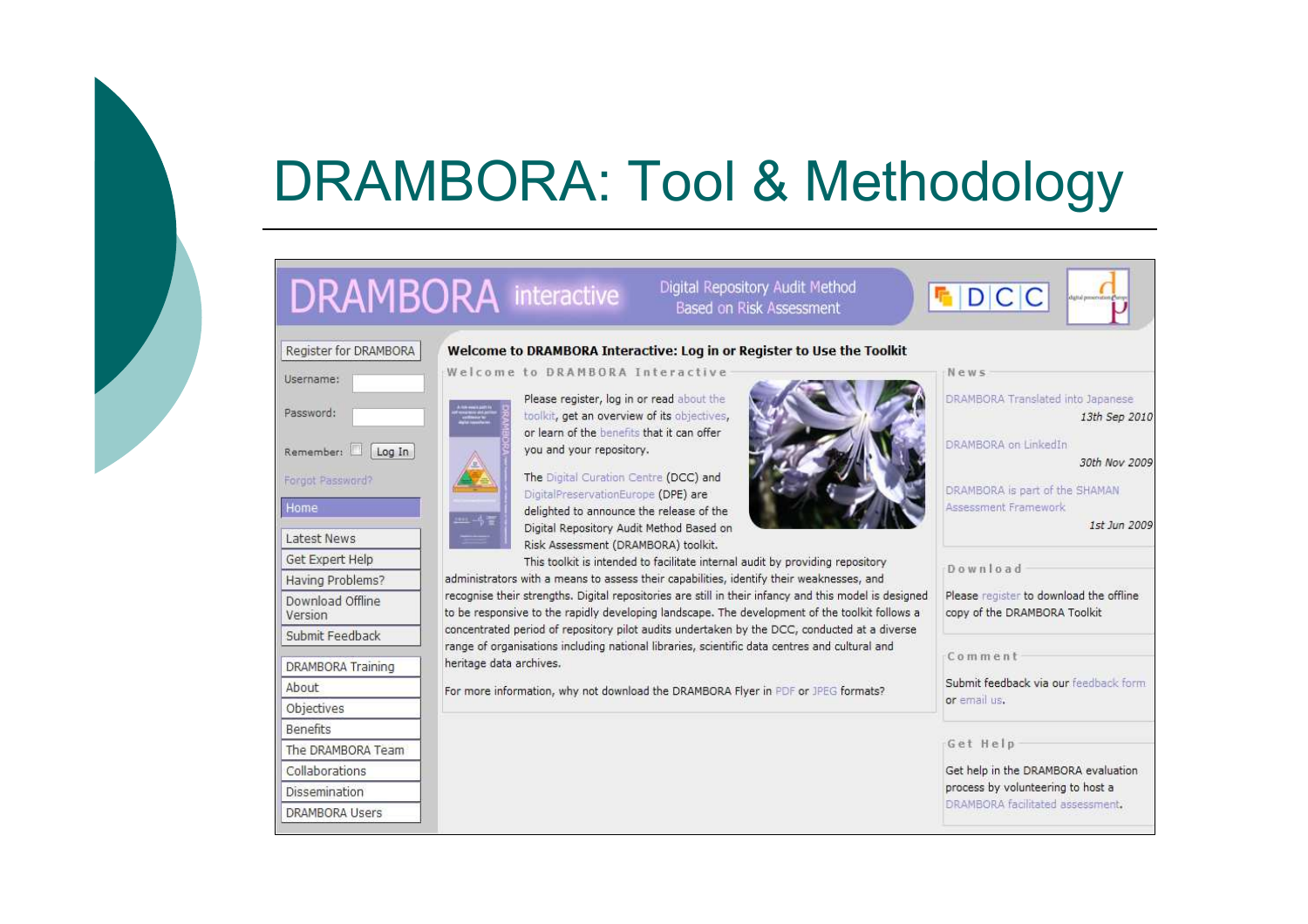# DRAMBORA: Tool & Methodology

DRAMBORA interactive — Digital Repository Audit Method Based on Risk Assessment

Register for DRAMBORA

Username:

Password:

Remember: Log In

Forgot Password?

- Home
- Latest News
- Get Expert Help
- Having Problems?
- Download Offline Version
- Submit Feedback
- DRAMBORA Training
- About
- Objectives
- Benefits
- The DRAMBORA Team
- Collaborations
- Dissemination
- DRAMBORA Users

**Welcome to DRAMBORA Interactive: Log in or Register to Use the Toolkit**

Welcome to DRAMBORA Interactive

Please register, log in or read about the toolkit, get an overview of its objectives, or learn of the benefits that it can offer you and your repository.

The Digital Curation Centre (DCC) and DigitalPreservationEurope (DPE) are delighted to announce the release of the Digital Repository Audit Method Based on Risk Assessment (DRAMBORA) toolkit.

This toolkit is intended to facilitate internal audit by providing repository administrators with a means to assess their capabilities, identify their weaknesses, and recognise their strengths. Digital repositories are still in their infancy and this model is designed to be responsive to the rapidly developing landscape. The development of the toolkit follows a concentrated period of repository pilot audits undertaken by the DCC, conducted at a diverse range of organisations including national libraries, scientific data centres and cultural and heritage data archives.

For more information, why not download the DRAMBORA Flyer in PDF or JPEG formats?

News

DRAMBORA Translated into Japanese — 13th Sep 2010

DRAMBORA on LinkedIn — 30th Nov 2009

DRAMBORA is part of the SHAMAN Assessment Framework — 1st Jun 2009

Download

Please register to download the offline copy of the DRAMBORA Toolkit

Comment

Submit feedback via our feedback form or email us.

Get Help

Get help in the DRAMBORA evaluation process by volunteering to host a DRAMBORA facilitated assessment.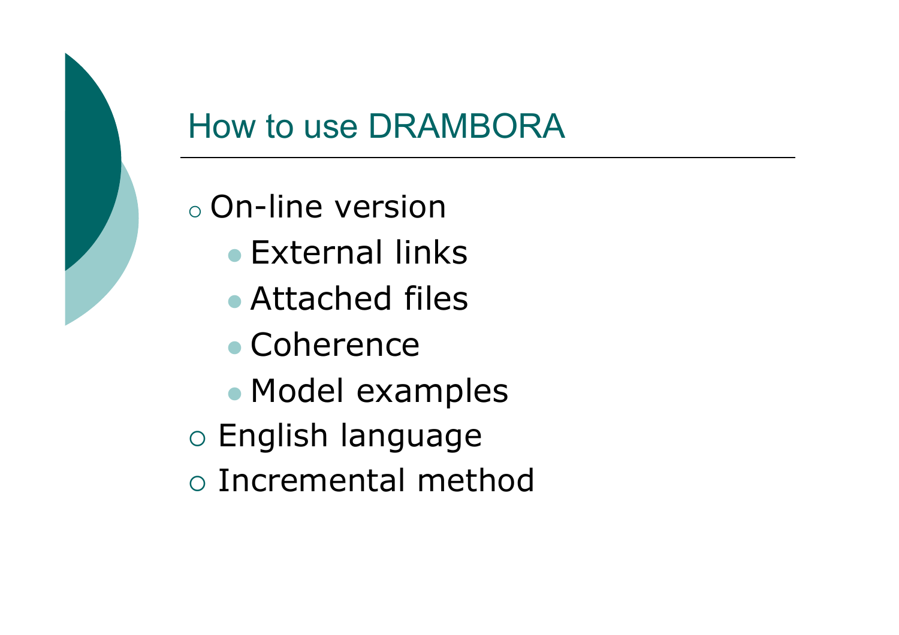# How to use DRAMBORA

- On-line version
  - External links
  - Attached files
  - Coherence
  - Model examples
- English language
- Incremental method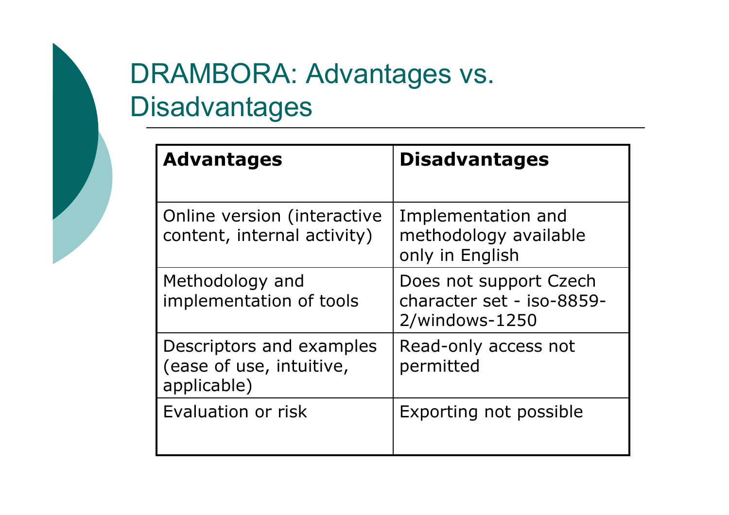# DRAMBORA: Advantages vs. Disadvantages

| Advantages | Disadvantages |
|---|---|
| Online version (interactive content, internal activity) | Implementation and methodology available only in English |
| Methodology and implementation of tools | Does not support Czech character set - iso-8859-2/windows-1250 |
| Descriptors and examples (ease of use, intuitive, applicable) | Read-only access not permitted |
| Evaluation or risk | Exporting not possible |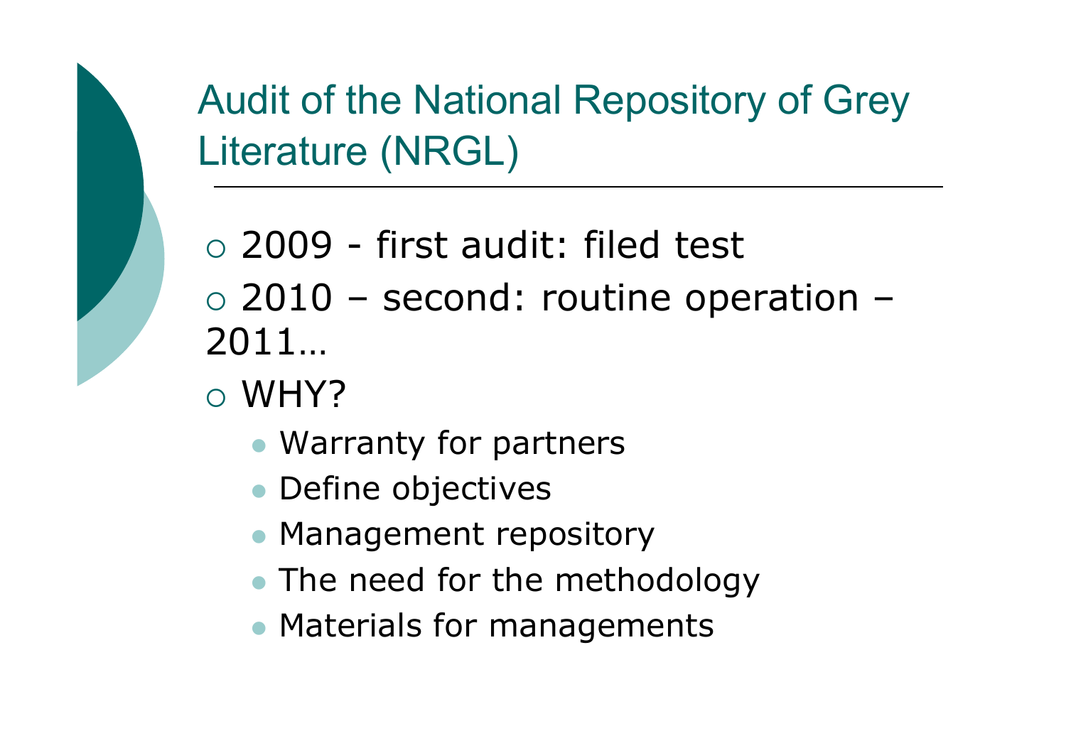# Audit of the National Repository of Grey Literature (NRGL)

- 2009 - first audit: filed test
- 2010 – second: routine operation – 2011…
- WHY?
  - Warranty for partners
  - Define objectives
  - Management repository
  - The need for the methodology
  - Materials for managements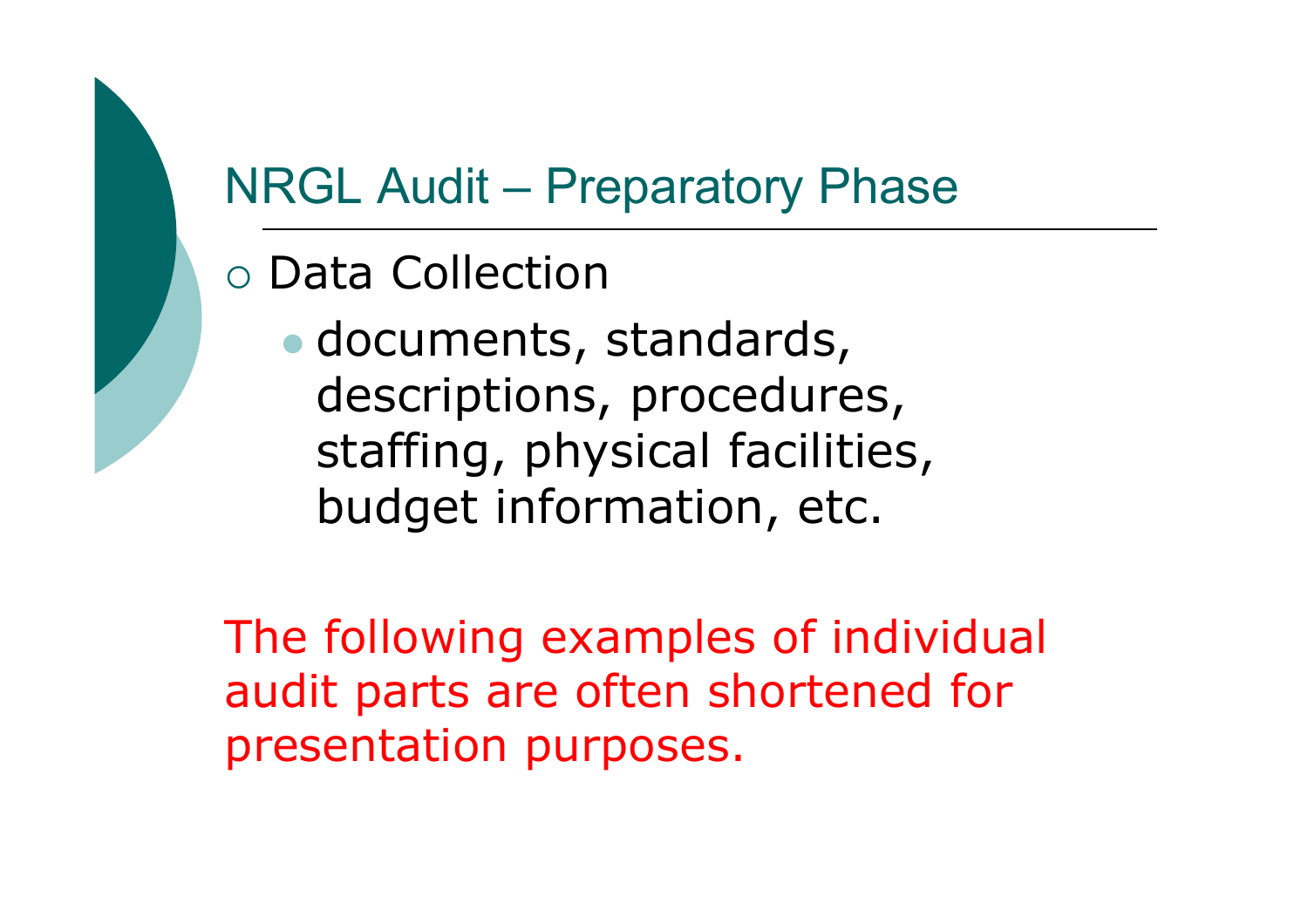## NRGL Audit – Preparatory Phase

- Data Collection
  - documents, standards, descriptions, procedures, staffing, physical facilities, budget information, etc.

The following examples of individual audit parts are often shortened for presentation purposes.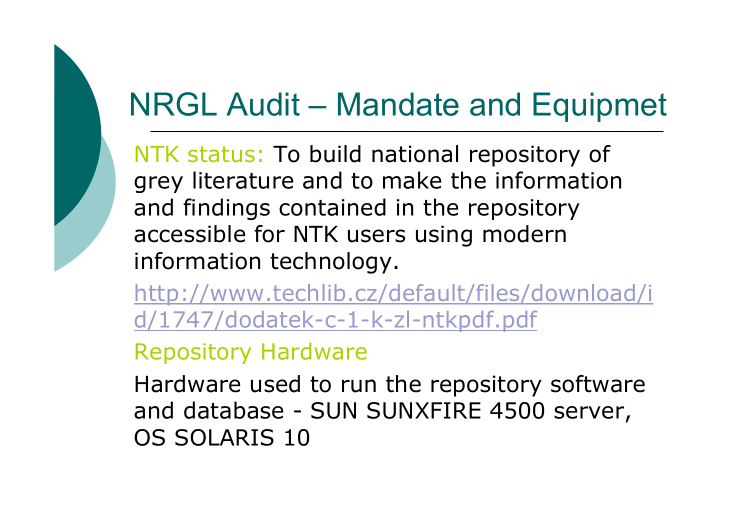# NRGL Audit – Mandate and Equipmet

NTK status: To build national repository of grey literature and to make the information and findings contained in the repository accessible for NTK users using modern information technology.

http://www.techlib.cz/default/files/download/id/1747/dodatek-c-1-k-zl-ntkpdf.pdf

Repository Hardware

Hardware used to run the repository software and database - SUN SUNXFIRE 4500 server, OS SOLARIS 10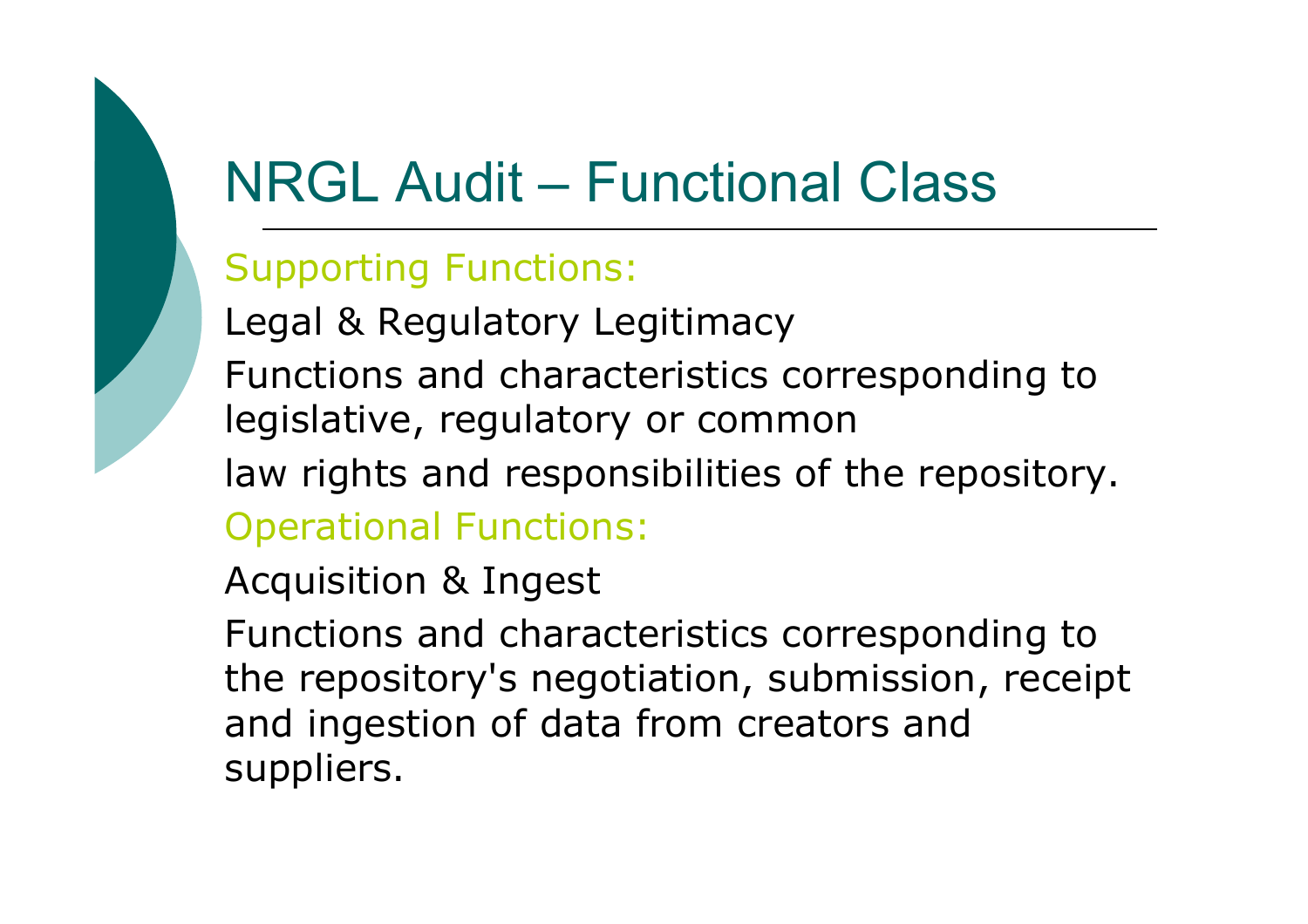# NRGL Audit – Functional Class

## Supporting Functions:

Legal & Regulatory Legitimacy

Functions and characteristics corresponding to legislative, regulatory or common law rights and responsibilities of the repository.

## Operational Functions:

Acquisition & Ingest

Functions and characteristics corresponding to the repository's negotiation, submission, receipt and ingestion of data from creators and suppliers.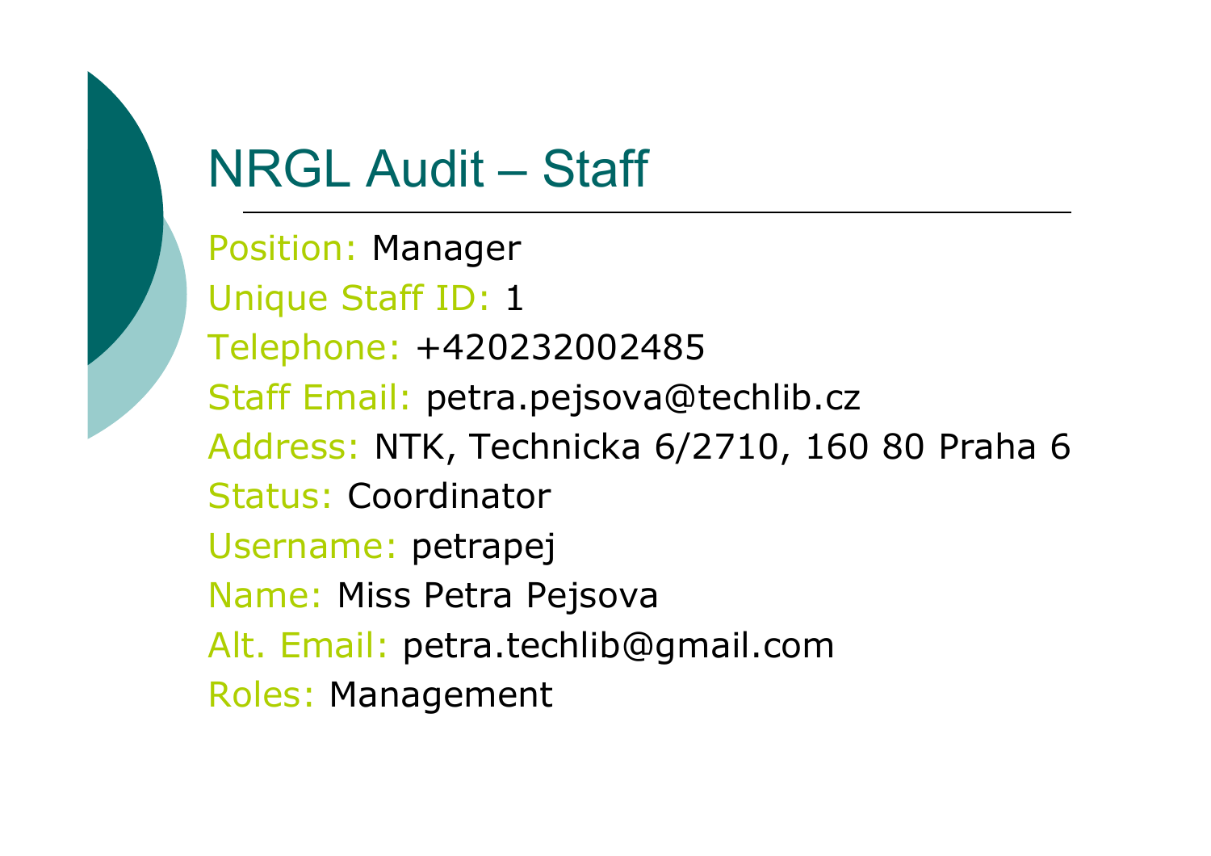# NRGL Audit – Staff

Position: Manager

Unique Staff ID: 1

Telephone: +420232002485

Staff Email: petra.pejsova@techlib.cz

Address: NTK, Technicka 6/2710, 160 80 Praha 6

Status: Coordinator

Username: petrapej

Name: Miss Petra Pejsova

Alt. Email: petra.techlib@gmail.com

Roles: Management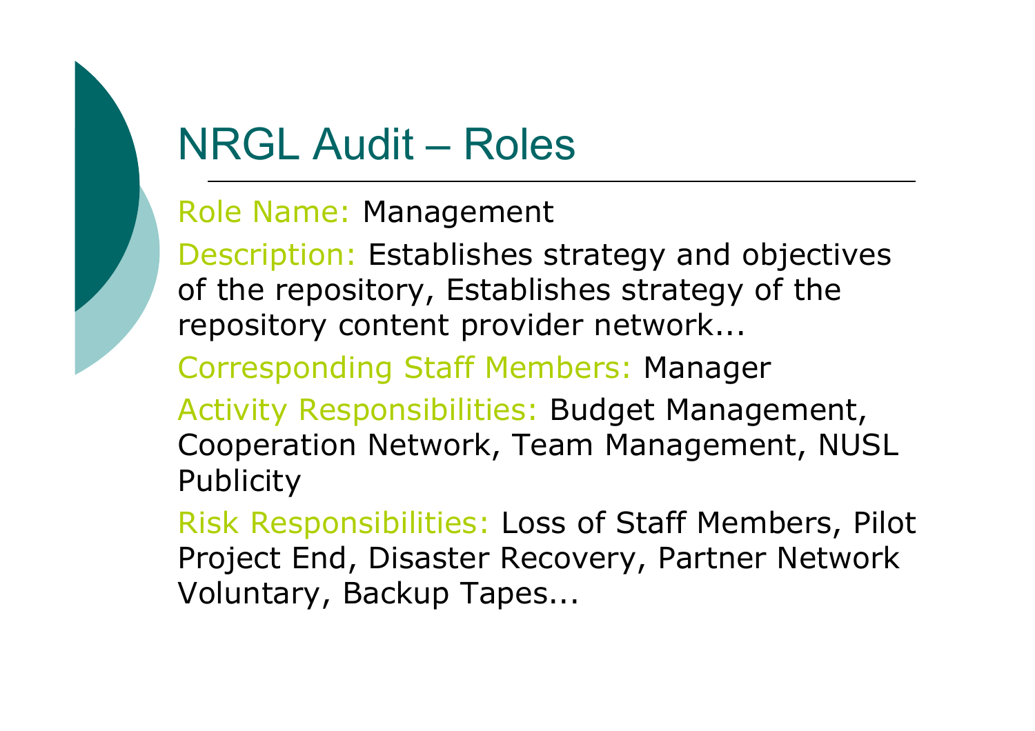# NRGL Audit – Roles

Role Name: Management

Description: Establishes strategy and objectives of the repository, Establishes strategy of the repository content provider network...

Corresponding Staff Members: Manager

Activity Responsibilities: Budget Management, Cooperation Network, Team Management, NUSL Publicity

Risk Responsibilities: Loss of Staff Members, Pilot Project End, Disaster Recovery, Partner Network Voluntary, Backup Tapes...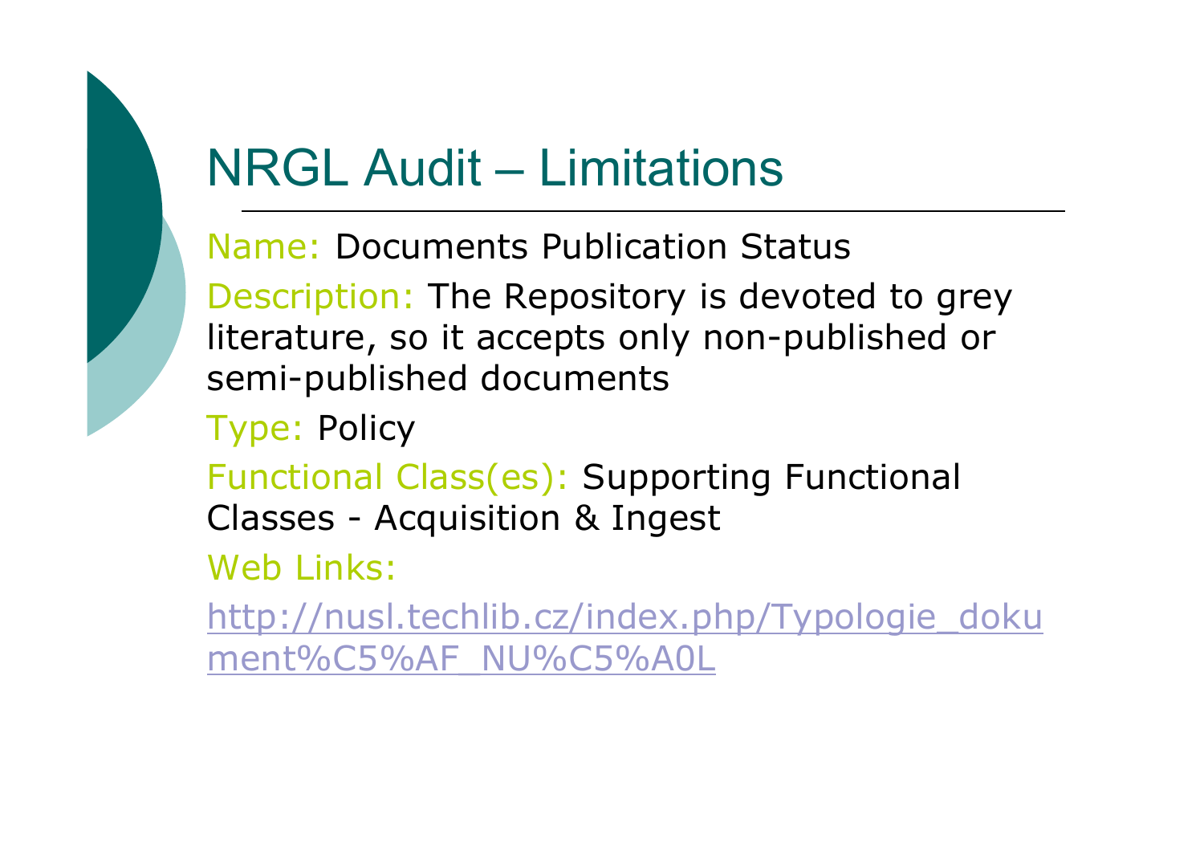# NRGL Audit – Limitations

Name: Documents Publication Status

Description: The Repository is devoted to grey literature, so it accepts only non-published or semi-published documents

Type: Policy

Functional Class(es): Supporting Functional Classes - Acquisition & Ingest

Web Links:

http://nusl.techlib.cz/index.php/Typologie_dokument%C5%AF_NU%C5%A0L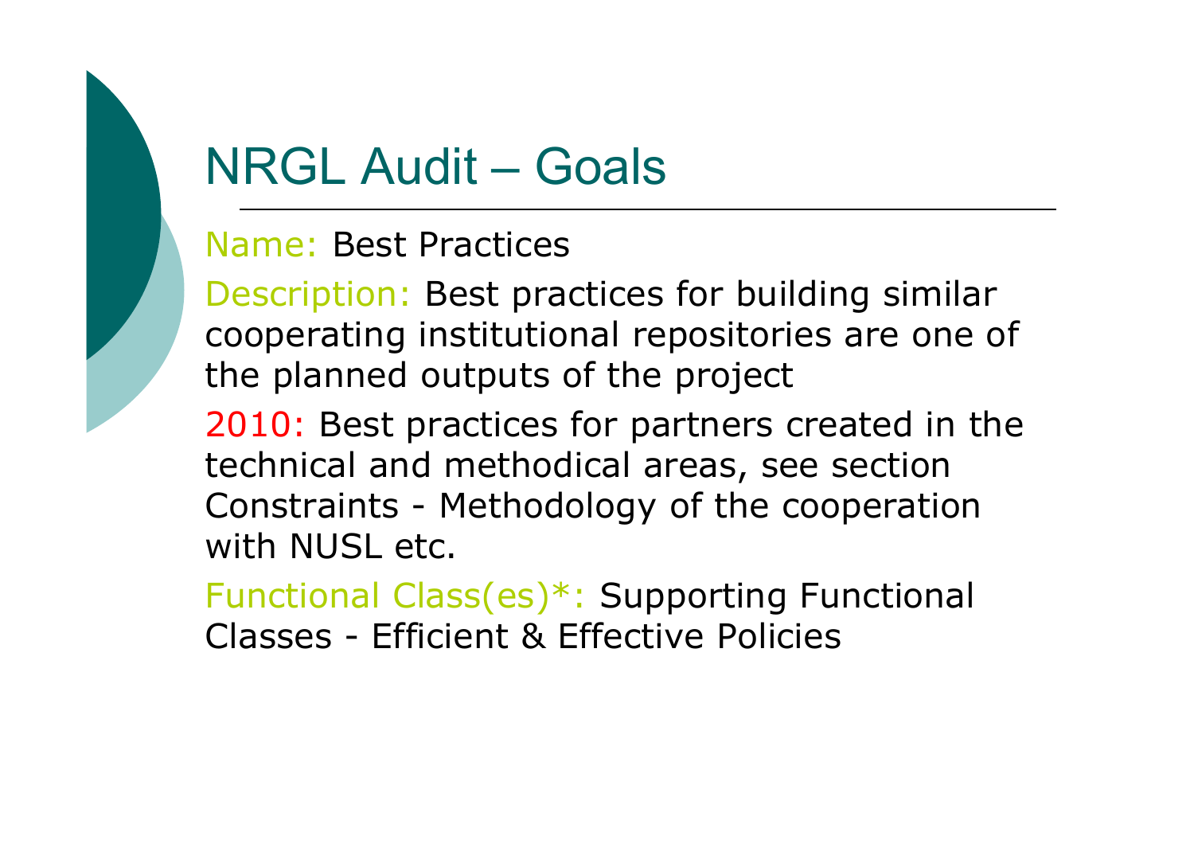# NRGL Audit – Goals

Name: Best Practices

Description: Best practices for building similar cooperating institutional repositories are one of the planned outputs of the project

2010: Best practices for partners created in the technical and methodical areas, see section Constraints - Methodology of the cooperation with NUSL etc.

Functional Class(es)*: Supporting Functional Classes - Efficient & Effective Policies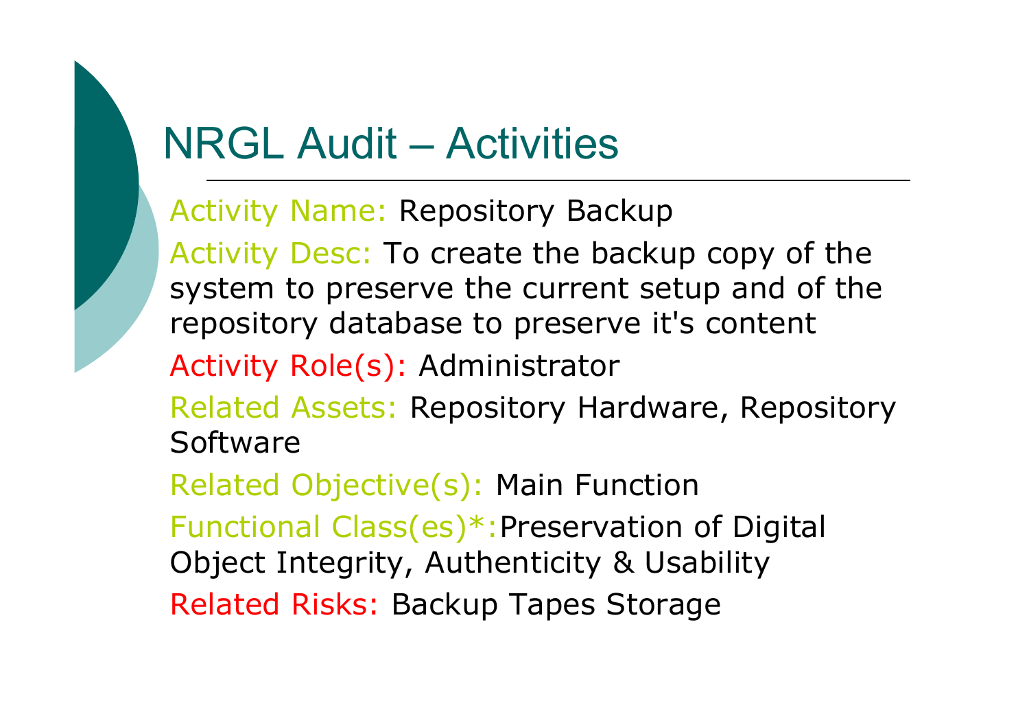# NRGL Audit – Activities

Activity Name: Repository Backup

Activity Desc: To create the backup copy of the system to preserve the current setup and of the repository database to preserve it's content

Activity Role(s): Administrator

Related Assets: Repository Hardware, Repository Software

Related Objective(s): Main Function

Functional Class(es)*:Preservation of Digital Object Integrity, Authenticity & Usability

Related Risks: Backup Tapes Storage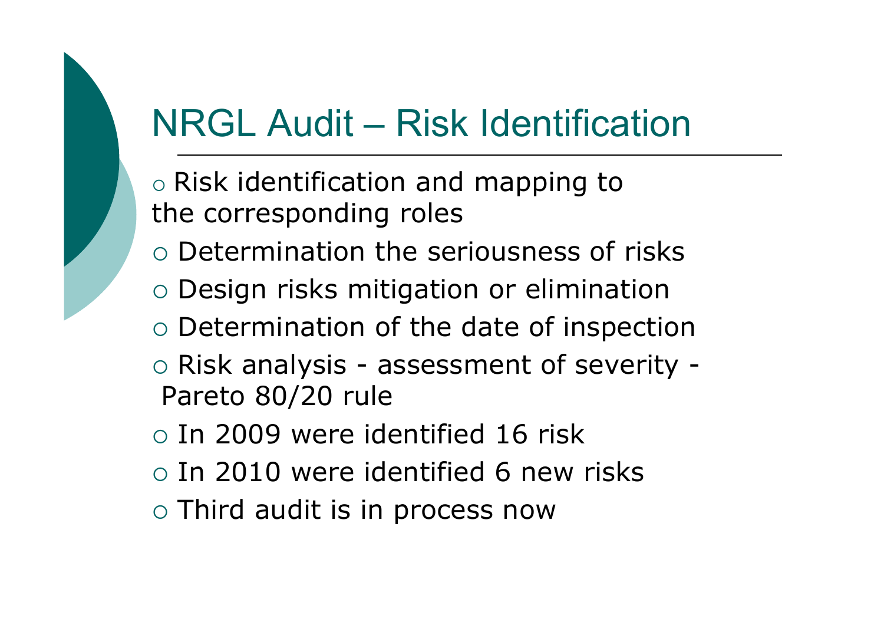# NRGL Audit – Risk Identification

- Risk identification and mapping to the corresponding roles
- Determination the seriousness of risks
- Design risks mitigation or elimination
- Determination of the date of inspection
- Risk analysis - assessment of severity - Pareto 80/20 rule
- In 2009 were identified 16 risk
- In 2010 were identified 6 new risks
- Third audit is in process now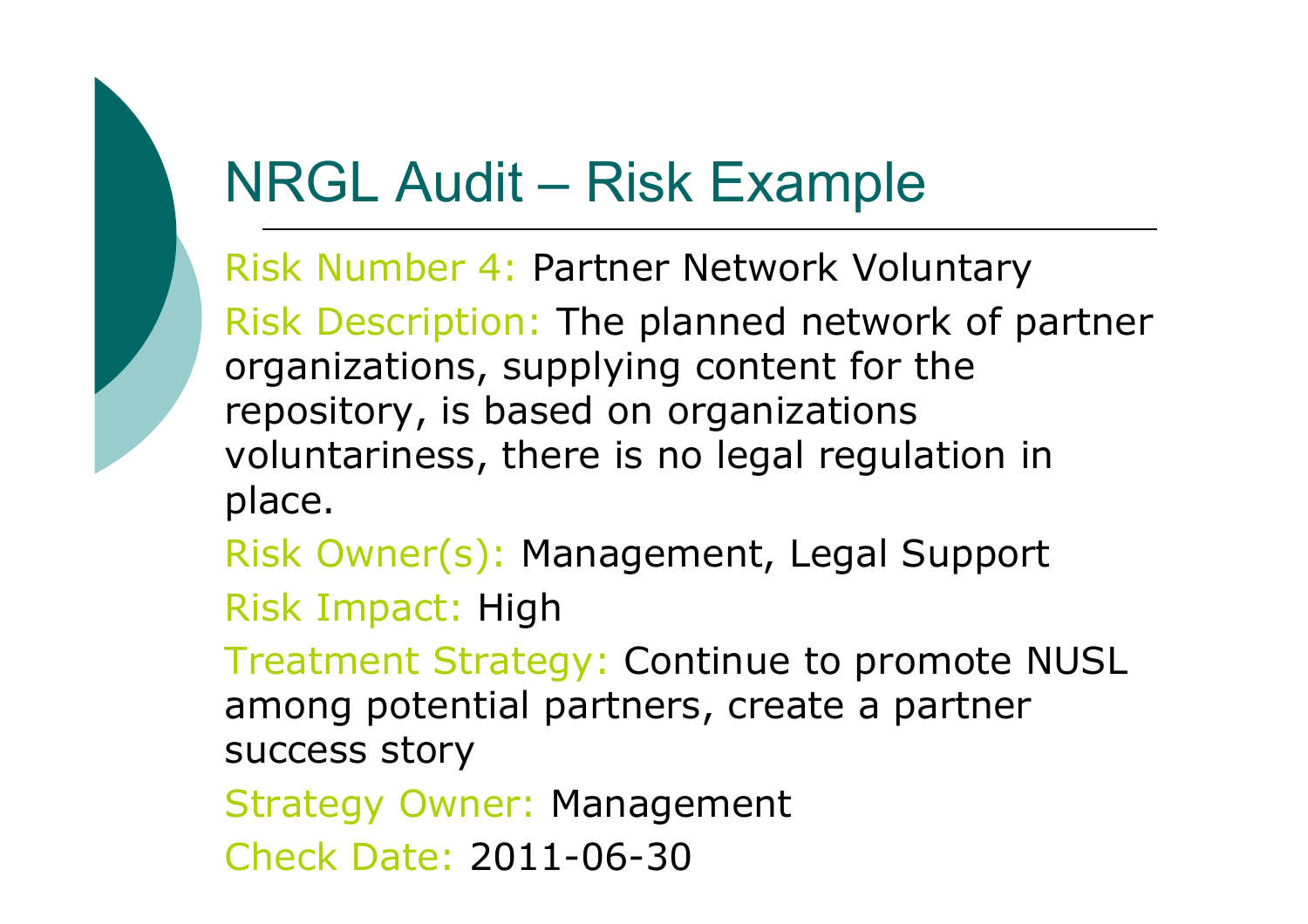# NRGL Audit – Risk Example

Risk Number 4: Partner Network Voluntary

Risk Description: The planned network of partner organizations, supplying content for the repository, is based on organizations voluntariness, there is no legal regulation in place.

Risk Owner(s): Management, Legal Support

Risk Impact: High

Treatment Strategy: Continue to promote NUSL among potential partners, create a partner success story

Strategy Owner: Management

Check Date: 2011-06-30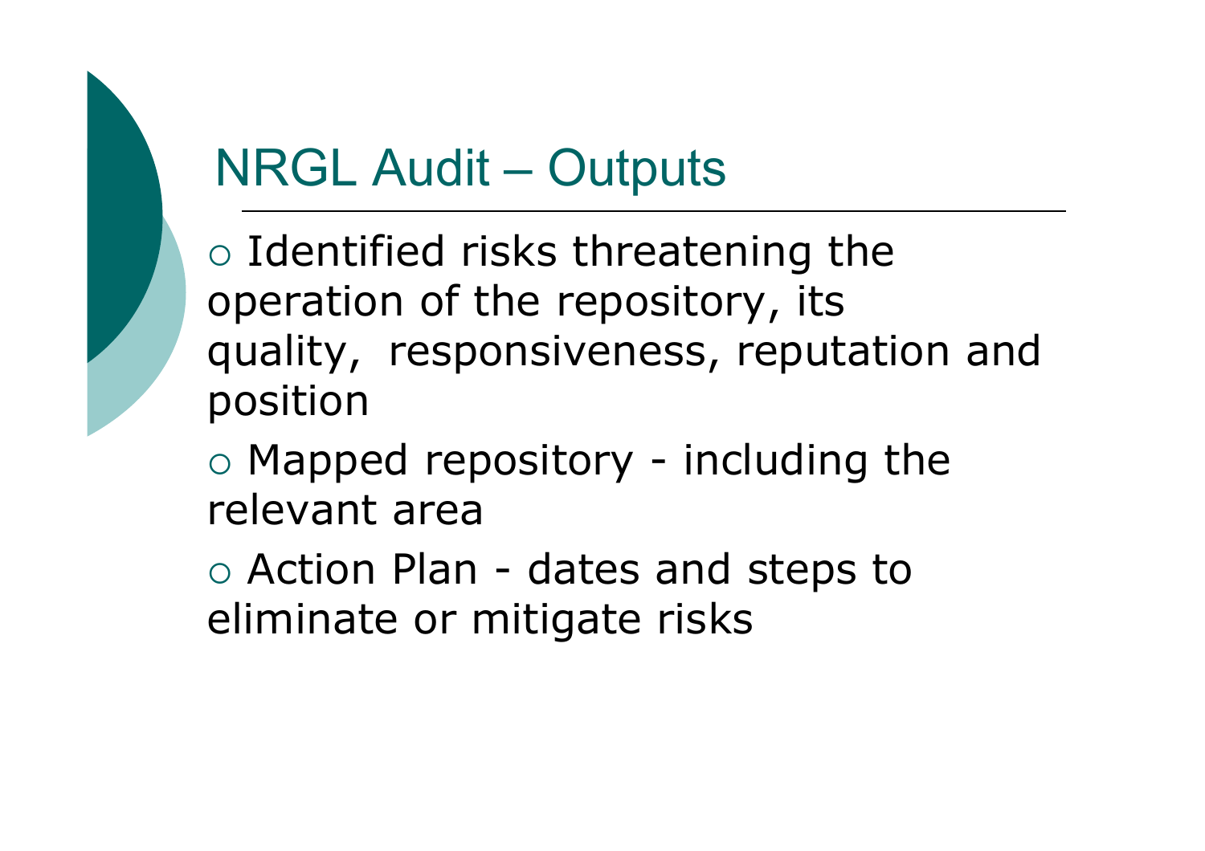# NRGL Audit – Outputs

- Identified risks threatening the operation of the repository, its quality, responsiveness, reputation and position
- Mapped repository - including the relevant area
- Action Plan - dates and steps to eliminate or mitigate risks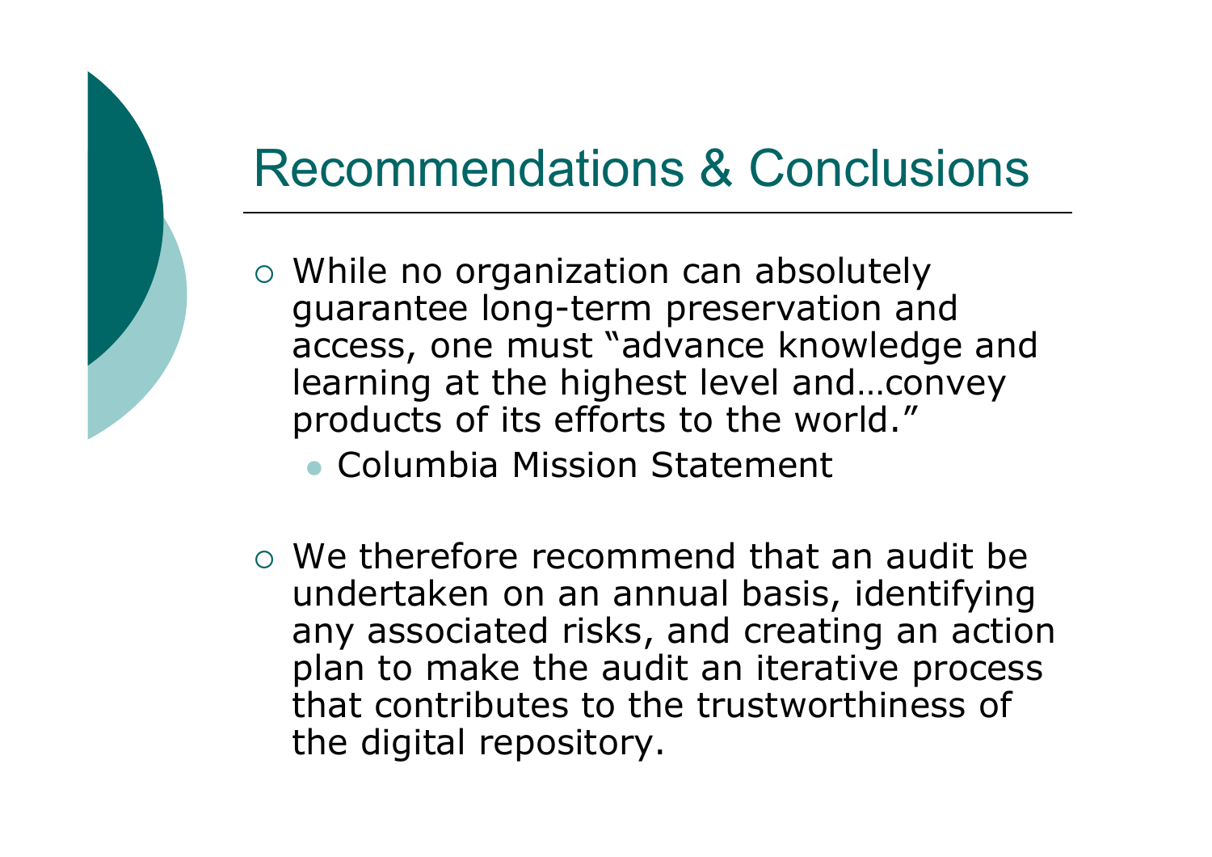# Recommendations & Conclusions

- While no organization can absolutely guarantee long-term preservation and access, one must "advance knowledge and learning at the highest level and…convey products of its efforts to the world."
  - Columbia Mission Statement

- We therefore recommend that an audit be undertaken on an annual basis, identifying any associated risks, and creating an action plan to make the audit an iterative process that contributes to the trustworthiness of the digital repository.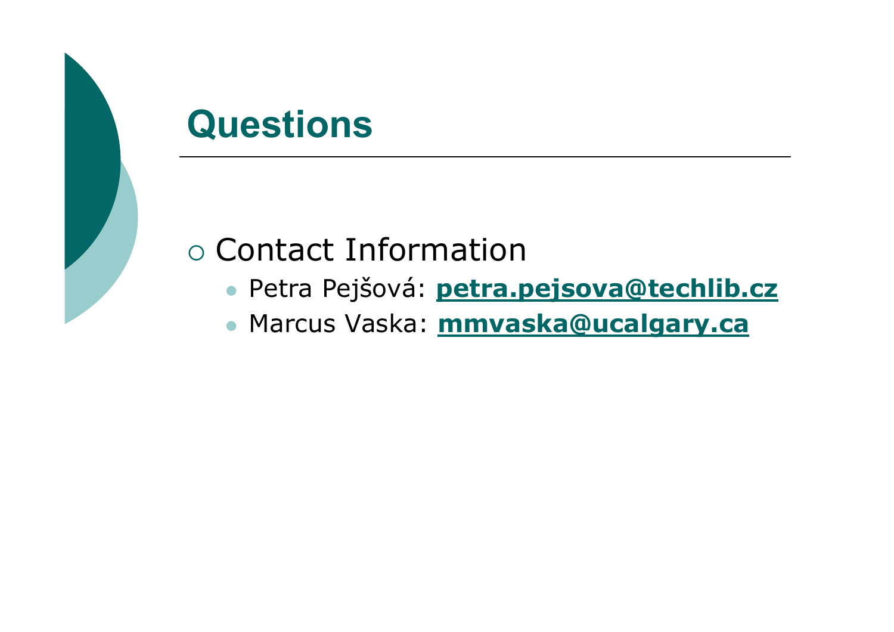# Questions

- Contact Information
  - Petra Pejšová: **petra.pejsova@techlib.cz**
  - Marcus Vaska: **mmvaska@ucalgary.ca**